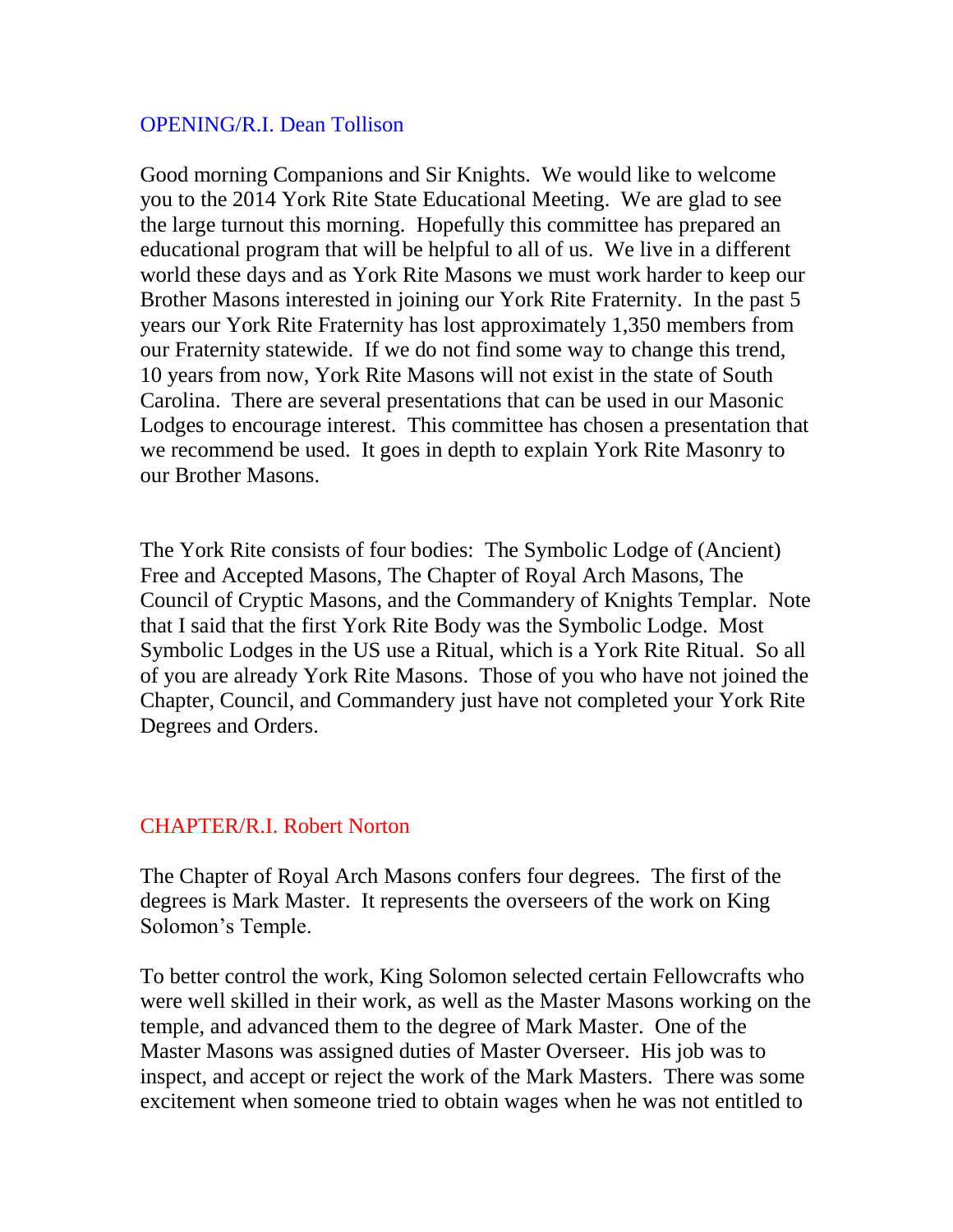## OPENING/R.I. Dean Tollison

Good morning Companions and Sir Knights. We would like to welcome you to the 2014 York Rite State Educational Meeting. We are glad to see the large turnout this morning. Hopefully this committee has prepared an educational program that will be helpful to all of us. We live in a different world these days and as York Rite Masons we must work harder to keep our Brother Masons interested in joining our York Rite Fraternity. In the past 5 years our York Rite Fraternity has lost approximately 1,350 members from our Fraternity statewide. If we do not find some way to change this trend, 10 years from now, York Rite Masons will not exist in the state of South Carolina. There are several presentations that can be used in our Masonic Lodges to encourage interest. This committee has chosen a presentation that we recommend be used. It goes in depth to explain York Rite Masonry to our Brother Masons.

The York Rite consists of four bodies: The Symbolic Lodge of (Ancient) Free and Accepted Masons, The Chapter of Royal Arch Masons, The Council of Cryptic Masons, and the Commandery of Knights Templar. Note that I said that the first York Rite Body was the Symbolic Lodge. Most Symbolic Lodges in the US use a Ritual, which is a York Rite Ritual. So all of you are already York Rite Masons. Those of you who have not joined the Chapter, Council, and Commandery just have not completed your York Rite Degrees and Orders.

## CHAPTER/R.I. Robert Norton

The Chapter of Royal Arch Masons confers four degrees. The first of the degrees is Mark Master. It represents the overseers of the work on King Solomon's Temple.

To better control the work, King Solomon selected certain Fellowcrafts who were well skilled in their work, as well as the Master Masons working on the temple, and advanced them to the degree of Mark Master. One of the Master Masons was assigned duties of Master Overseer. His job was to inspect, and accept or reject the work of the Mark Masters. There was some excitement when someone tried to obtain wages when he was not entitled to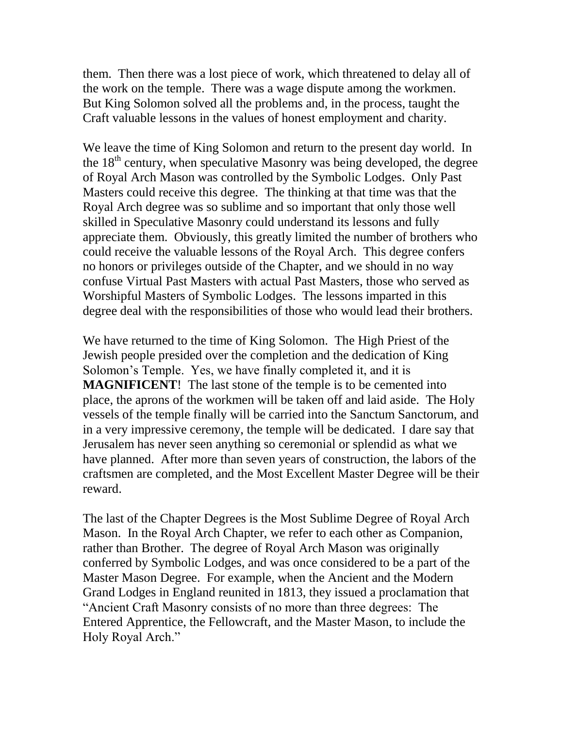them. Then there was a lost piece of work, which threatened to delay all of the work on the temple. There was a wage dispute among the workmen. But King Solomon solved all the problems and, in the process, taught the Craft valuable lessons in the values of honest employment and charity.

We leave the time of King Solomon and return to the present day world. In the 18th century, when speculative Masonry was being developed, the degree of Royal Arch Mason was controlled by the Symbolic Lodges. Only Past Masters could receive this degree. The thinking at that time was that the Royal Arch degree was so sublime and so important that only those well skilled in Speculative Masonry could understand its lessons and fully appreciate them. Obviously, this greatly limited the number of brothers who could receive the valuable lessons of the Royal Arch. This degree confers no honors or privileges outside of the Chapter, and we should in no way confuse Virtual Past Masters with actual Past Masters, those who served as Worshipful Masters of Symbolic Lodges. The lessons imparted in this degree deal with the responsibilities of those who would lead their brothers.

We have returned to the time of King Solomon. The High Priest of the Jewish people presided over the completion and the dedication of King Solomon's Temple. Yes, we have finally completed it, and it is **MAGNIFICENT**! The last stone of the temple is to be cemented into place, the aprons of the workmen will be taken off and laid aside. The Holy vessels of the temple finally will be carried into the Sanctum Sanctorum, and in a very impressive ceremony, the temple will be dedicated. I dare say that Jerusalem has never seen anything so ceremonial or splendid as what we have planned. After more than seven years of construction, the labors of the craftsmen are completed, and the Most Excellent Master Degree will be their reward.

The last of the Chapter Degrees is the Most Sublime Degree of Royal Arch Mason. In the Royal Arch Chapter, we refer to each other as Companion, rather than Brother. The degree of Royal Arch Mason was originally conferred by Symbolic Lodges, and was once considered to be a part of the Master Mason Degree. For example, when the Ancient and the Modern Grand Lodges in England reunited in 1813, they issued a proclamation that "Ancient Craft Masonry consists of no more than three degrees: The Entered Apprentice, the Fellowcraft, and the Master Mason, to include the Holy Royal Arch."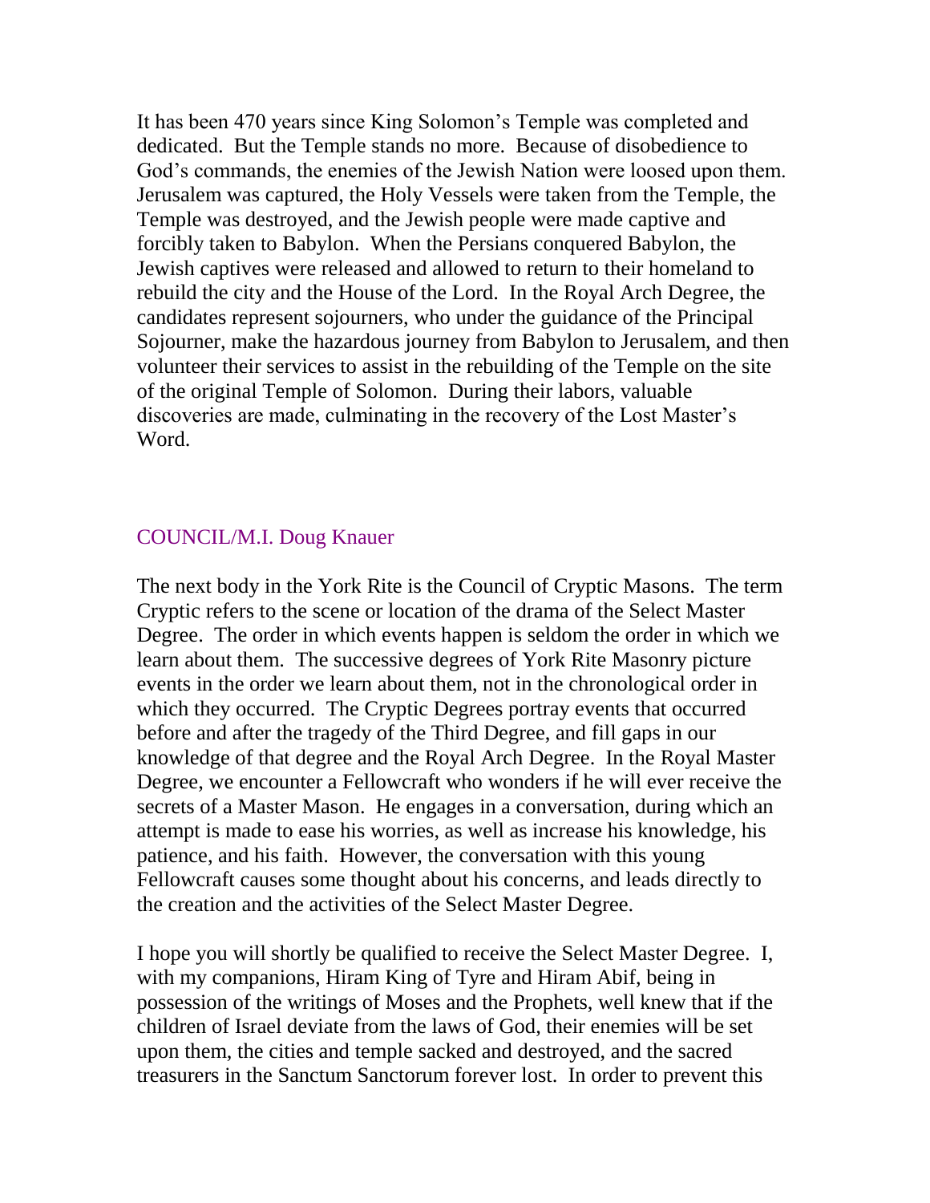It has been 470 years since King Solomon's Temple was completed and dedicated. But the Temple stands no more. Because of disobedience to God's commands, the enemies of the Jewish Nation were loosed upon them. Jerusalem was captured, the Holy Vessels were taken from the Temple, the Temple was destroyed, and the Jewish people were made captive and forcibly taken to Babylon. When the Persians conquered Babylon, the Jewish captives were released and allowed to return to their homeland to rebuild the city and the House of the Lord. In the Royal Arch Degree, the candidates represent sojourners, who under the guidance of the Principal Sojourner, make the hazardous journey from Babylon to Jerusalem, and then volunteer their services to assist in the rebuilding of the Temple on the site of the original Temple of Solomon. During their labors, valuable discoveries are made, culminating in the recovery of the Lost Master's Word.

## COUNCIL/M.I. Doug Knauer

The next body in the York Rite is the Council of Cryptic Masons. The term Cryptic refers to the scene or location of the drama of the Select Master Degree. The order in which events happen is seldom the order in which we learn about them. The successive degrees of York Rite Masonry picture events in the order we learn about them, not in the chronological order in which they occurred. The Cryptic Degrees portray events that occurred before and after the tragedy of the Third Degree, and fill gaps in our knowledge of that degree and the Royal Arch Degree. In the Royal Master Degree, we encounter a Fellowcraft who wonders if he will ever receive the secrets of a Master Mason. He engages in a conversation, during which an attempt is made to ease his worries, as well as increase his knowledge, his patience, and his faith. However, the conversation with this young Fellowcraft causes some thought about his concerns, and leads directly to the creation and the activities of the Select Master Degree.

I hope you will shortly be qualified to receive the Select Master Degree. I, with my companions, Hiram King of Tyre and Hiram Abif, being in possession of the writings of Moses and the Prophets, well knew that if the children of Israel deviate from the laws of God, their enemies will be set upon them, the cities and temple sacked and destroyed, and the sacred treasurers in the Sanctum Sanctorum forever lost. In order to prevent this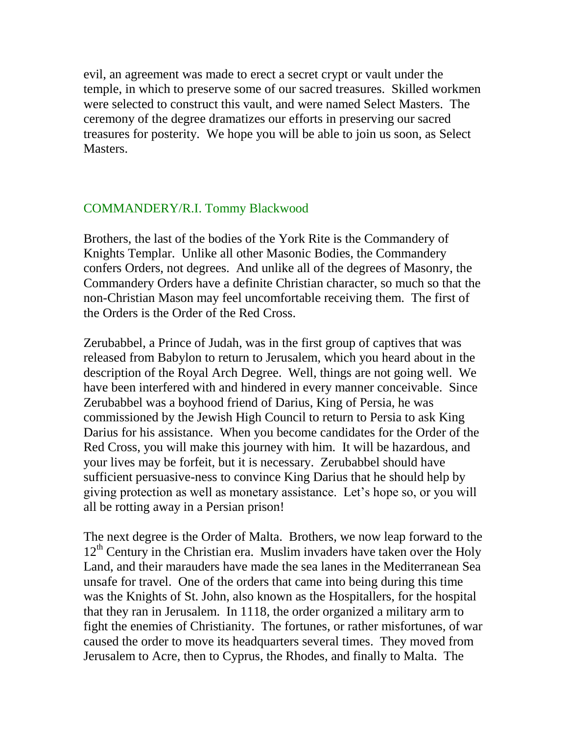evil, an agreement was made to erect a secret crypt or vault under the temple, in which to preserve some of our sacred treasures. Skilled workmen were selected to construct this vault, and were named Select Masters. The ceremony of the degree dramatizes our efforts in preserving our sacred treasures for posterity. We hope you will be able to join us soon, as Select Masters.

## COMMANDERY/R.I. Tommy Blackwood

Brothers, the last of the bodies of the York Rite is the Commandery of Knights Templar. Unlike all other Masonic Bodies, the Commandery confers Orders, not degrees. And unlike all of the degrees of Masonry, the Commandery Orders have a definite Christian character, so much so that the non-Christian Mason may feel uncomfortable receiving them. The first of the Orders is the Order of the Red Cross.

Zerubabbel, a Prince of Judah, was in the first group of captives that was released from Babylon to return to Jerusalem, which you heard about in the description of the Royal Arch Degree. Well, things are not going well. We have been interfered with and hindered in every manner conceivable. Since Zerubabbel was a boyhood friend of Darius, King of Persia, he was commissioned by the Jewish High Council to return to Persia to ask King Darius for his assistance. When you become candidates for the Order of the Red Cross, you will make this journey with him. It will be hazardous, and your lives may be forfeit, but it is necessary. Zerubabbel should have sufficient persuasive-ness to convince King Darius that he should help by giving protection as well as monetary assistance. Let's hope so, or you will all be rotting away in a Persian prison!

The next degree is the Order of Malta. Brothers, we now leap forward to the 12th Century in the Christian era. Muslim invaders have taken over the Holy Land, and their marauders have made the sea lanes in the Mediterranean Sea unsafe for travel. One of the orders that came into being during this time was the Knights of St. John, also known as the Hospitallers, for the hospital that they ran in Jerusalem. In 1118, the order organized a military arm to fight the enemies of Christianity. The fortunes, or rather misfortunes, of war caused the order to move its headquarters several times. They moved from Jerusalem to Acre, then to Cyprus, the Rhodes, and finally to Malta. The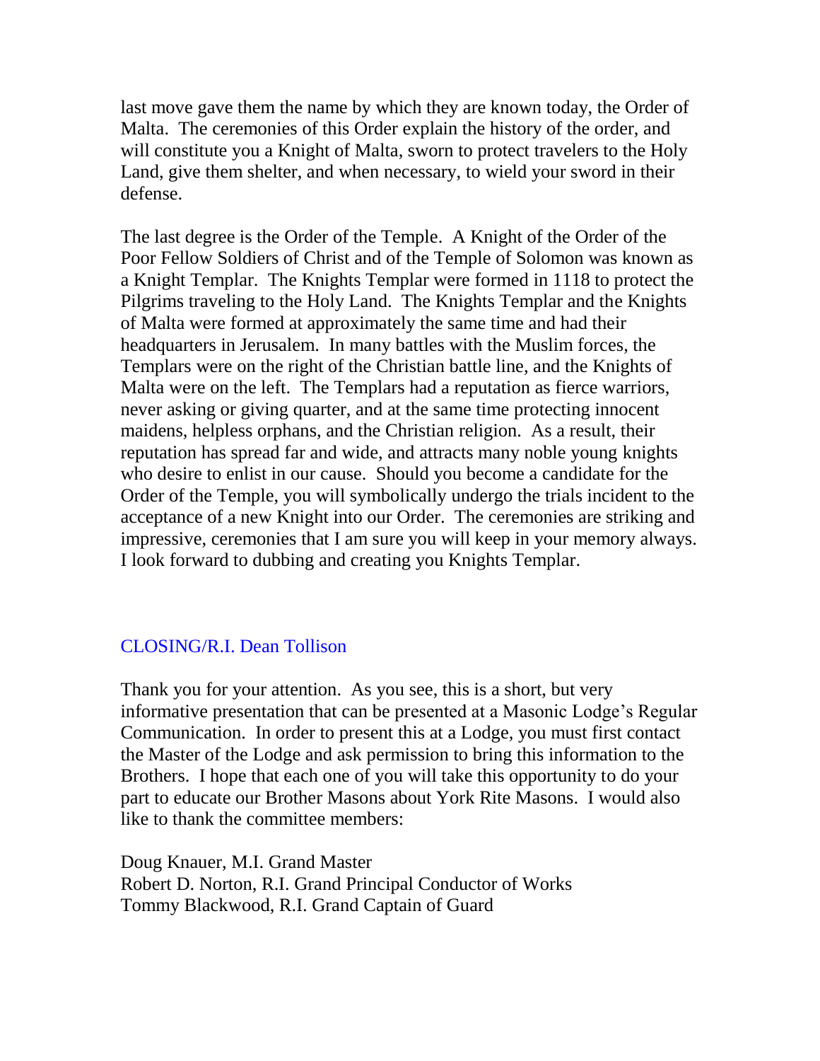last move gave them the name by which they are known today, the Order of Malta. The ceremonies of this Order explain the history of the order, and will constitute you a Knight of Malta, sworn to protect travelers to the Holy Land, give them shelter, and when necessary, to wield your sword in their defense.

The last degree is the Order of the Temple. A Knight of the Order of the Poor Fellow Soldiers of Christ and of the Temple of Solomon was known as a Knight Templar. The Knights Templar were formed in 1118 to protect the Pilgrims traveling to the Holy Land. The Knights Templar and the Knights of Malta were formed at approximately the same time and had their headquarters in Jerusalem. In many battles with the Muslim forces, the Templars were on the right of the Christian battle line, and the Knights of Malta were on the left. The Templars had a reputation as fierce warriors, never asking or giving quarter, and at the same time protecting innocent maidens, helpless orphans, and the Christian religion. As a result, their reputation has spread far and wide, and attracts many noble young knights who desire to enlist in our cause. Should you become a candidate for the Order of the Temple, you will symbolically undergo the trials incident to the acceptance of a new Knight into our Order. The ceremonies are striking and impressive, ceremonies that I am sure you will keep in your memory always. I look forward to dubbing and creating you Knights Templar.

## CLOSING/R.I. Dean Tollison

Thank you for your attention. As you see, this is a short, but very informative presentation that can be presented at a Masonic Lodge's Regular Communication. In order to present this at a Lodge, you must first contact the Master of the Lodge and ask permission to bring this information to the Brothers. I hope that each one of you will take this opportunity to do your part to educate our Brother Masons about York Rite Masons. I would also like to thank the committee members:

Doug Knauer, M.I. Grand Master
Robert D. Norton, R.I. Grand Principal Conductor of Works
Tommy Blackwood, R.I. Grand Captain of Guard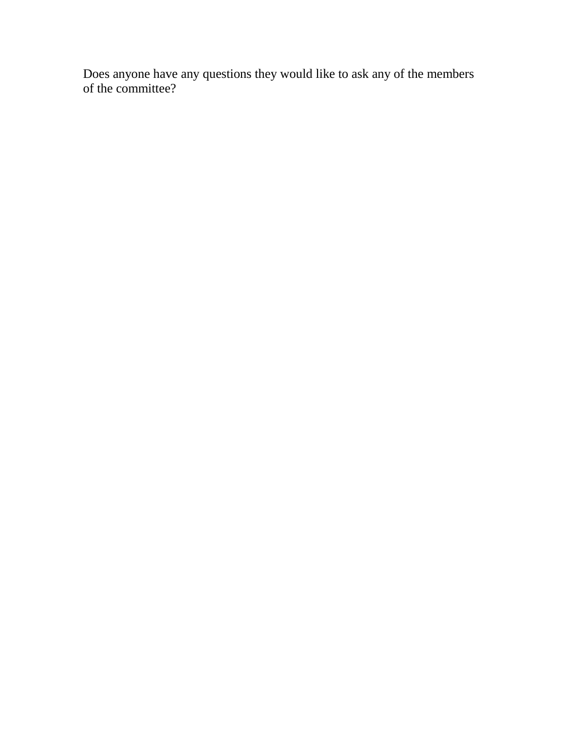Does anyone have any questions they would like to ask any of the members of the committee?